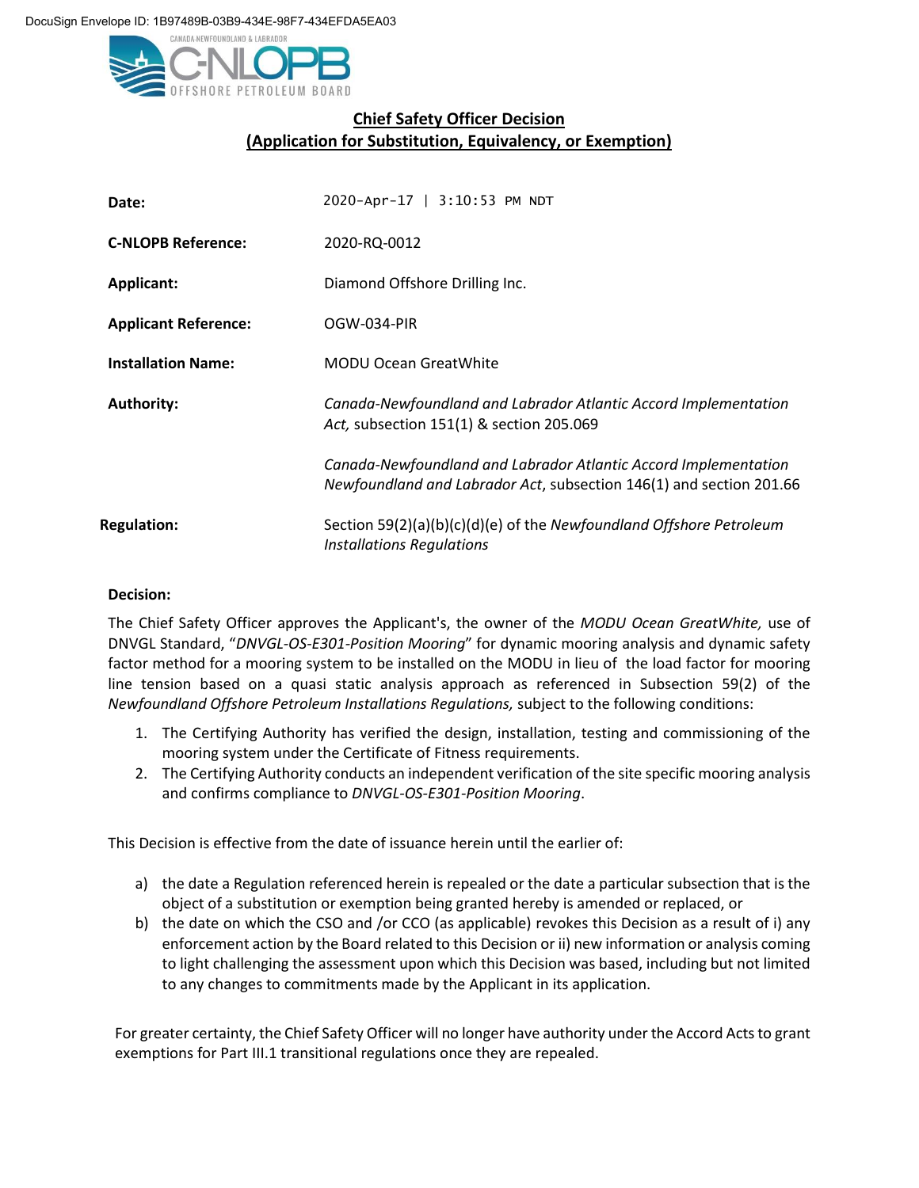DocuSign Envelope ID: 1B97489B-03B9-434E-98F7-434EFDA5EA03

CANADA-NEWFOUNDLAND & LABRADOR
C-NLOPB
OFFSHORE PETROLEUM BOARD

## Chief Safety Officer Decision
## (Application for Substitution, Equivalency, or Exemption)

| | |
|---|---|
| **Date:** | 2020-Apr-17 \| 3:10:53 PM NDT |
| **C-NLOPB Reference:** | 2020-RQ-0012 |
| **Applicant:** | Diamond Offshore Drilling Inc. |
| **Applicant Reference:** | OGW-034-PIR |
| **Installation Name:** | MODU Ocean GreatWhite |
| **Authority:** | *Canada-Newfoundland and Labrador Atlantic Accord Implementation Act,* subsection 151(1) & section 205.069<br><br>*Canada-Newfoundland and Labrador Atlantic Accord Implementation Newfoundland and Labrador Act*, subsection 146(1) and section 201.66 |
| **Regulation:** | Section 59(2)(a)(b)(c)(d)(e) of the *Newfoundland Offshore Petroleum Installations Regulations* |

**Decision:**

The Chief Safety Officer approves the Applicant's, the owner of the *MODU Ocean GreatWhite,* use of DNVGL Standard, "*DNVGL-OS-E301-Position Mooring*" for dynamic mooring analysis and dynamic safety factor method for a mooring system to be installed on the MODU in lieu of the load factor for mooring line tension based on a quasi static analysis approach as referenced in Subsection 59(2) of the *Newfoundland Offshore Petroleum Installations Regulations,* subject to the following conditions:

1. The Certifying Authority has verified the design, installation, testing and commissioning of the mooring system under the Certificate of Fitness requirements.
2. The Certifying Authority conducts an independent verification of the site specific mooring analysis and confirms compliance to *DNVGL-OS-E301-Position Mooring*.

This Decision is effective from the date of issuance herein until the earlier of:

a) the date a Regulation referenced herein is repealed or the date a particular subsection that is the object of a substitution or exemption being granted hereby is amended or replaced, or
b) the date on which the CSO and /or CCO (as applicable) revokes this Decision as a result of i) any enforcement action by the Board related to this Decision or ii) new information or analysis coming to light challenging the assessment upon which this Decision was based, including but not limited to any changes to commitments made by the Applicant in its application.

For greater certainty, the Chief Safety Officer will no longer have authority under the Accord Acts to grant exemptions for Part III.1 transitional regulations once they are repealed.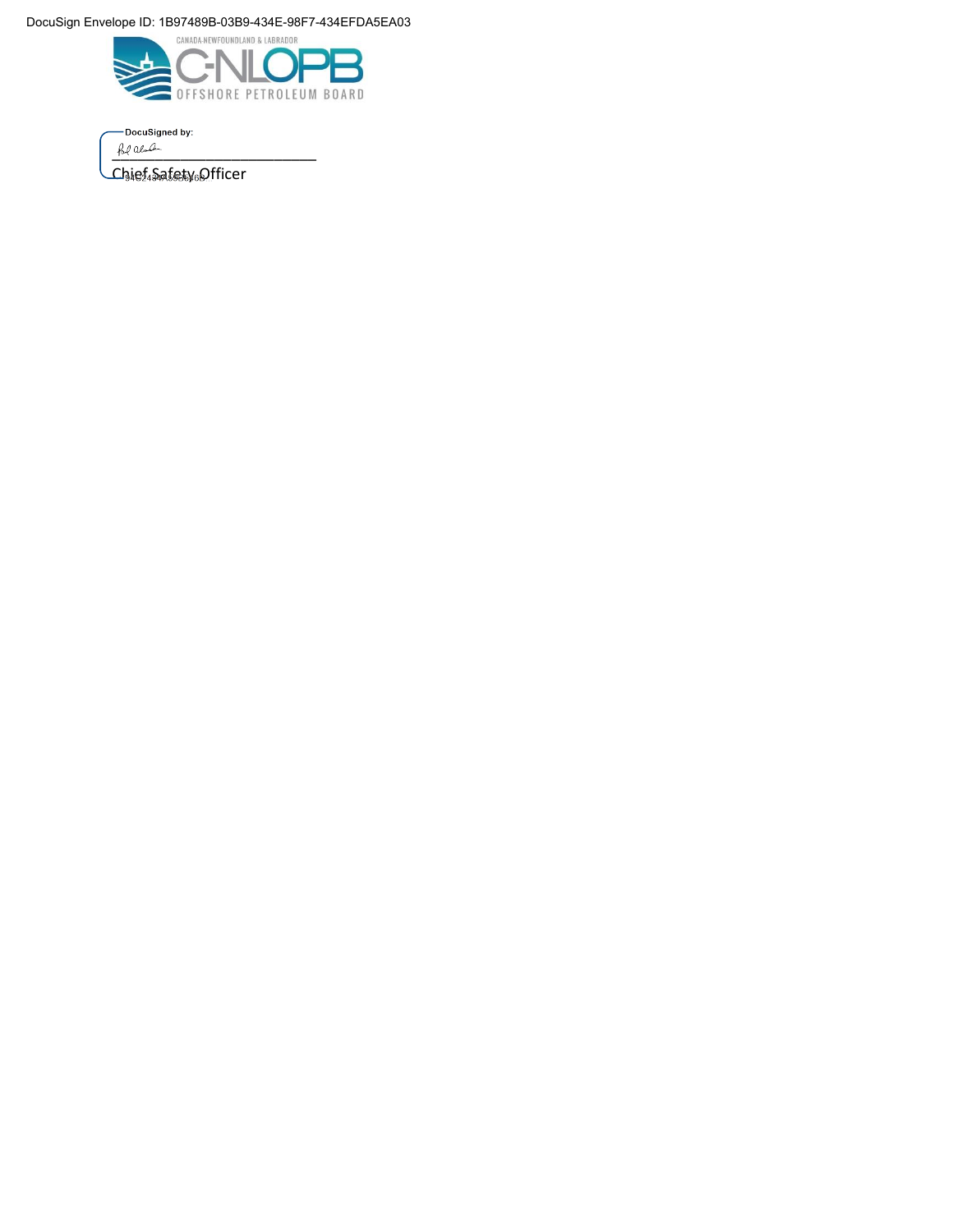DocuSign Envelope ID: 1B97489B-03B9-434E-98F7-434EFDA5EA03

CANADA-NEWFOUNDLAND & LABRADOR C-NLOPB OFFSHORE PETROLEUM BOARD

DocuSigned by:

Chief Safety Officer